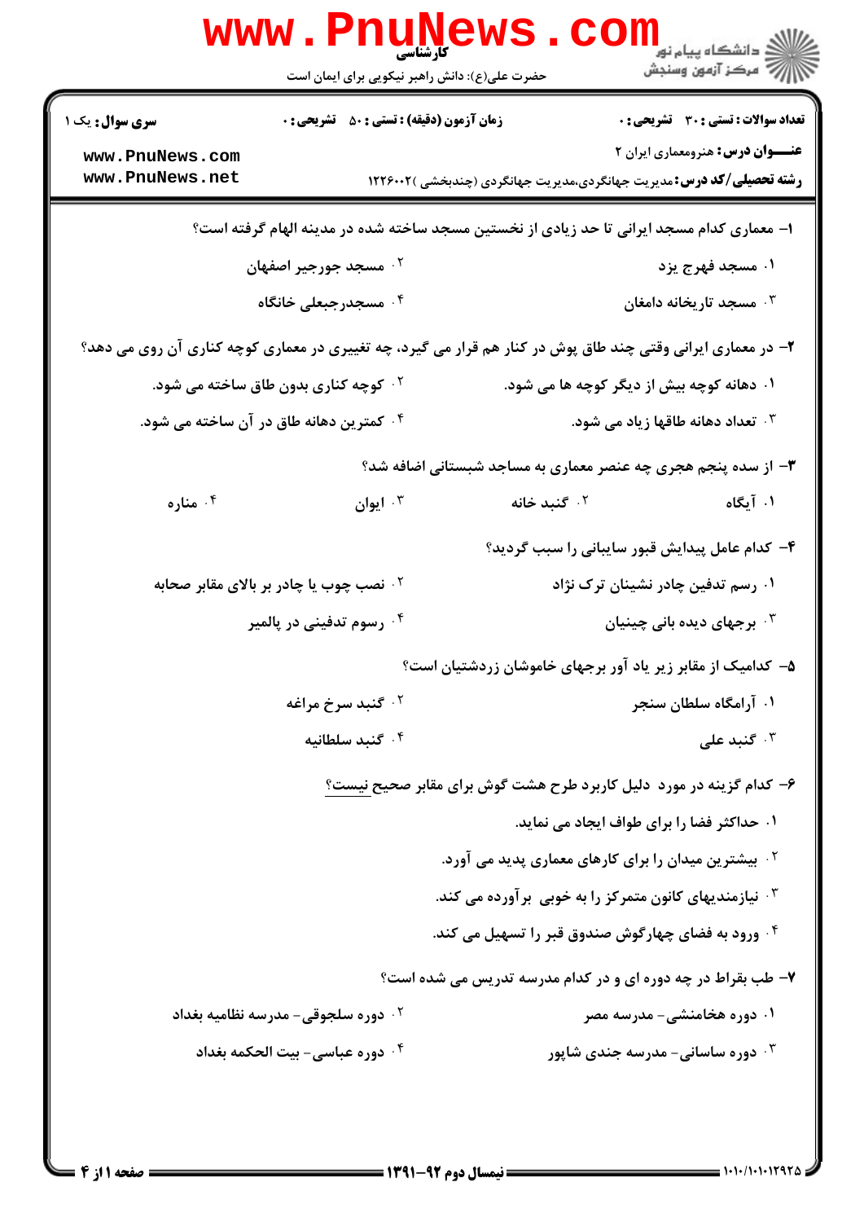کارشناسی

حضرت علی(ع): دانش راهبر نیکویی برای ایمان است

دانشگاه پیام نور
مرکز آزمون وسنجش

**سری سوال:** یک ۱

**زمان آزمون (دقیقه) : تستی : ۵۰ تشریحی : ۰**

**تعداد سوالات : تستی : ۳۰ تشریحی : ۰**

**عنـــوان درس:** هنرومعماری ایران ۲

**رشته تحصیلی/کد درس:** مدیریت جهانگردی،مدیریت جهانگردی (چندبخشی )۱۲۲۶۰۰۲

---

**۱- معماری کدام مسجد ایرانی تا حد زیادی از نخستین مسجد ساخته شده در مدینه الهام گرفته است؟**

۱. مسجد فهرج یزد

۲. مسجد جورجیر اصفهان

۳. مسجد تاریخانه دامغان

۴. مسجدرجبعلی خانگاه

**۲- در معماری ایرانی وقتی چند طاق پوش در کنار هم قرار می گیرد، چه تغییری در معماری کوچه کناری آن روی می دهد؟**

۱. دهانه کوچه بیش از دیگر کوچه ها می شود.

۲. کوچه کناری بدون طاق ساخته می شود.

۳. تعداد دهانه طاقها زیاد می شود.

۴. کمترین دهانه طاق در آن ساخته می شود.

**۳- از سده پنجم هجری چه عنصر معماری به مساجد شبستانی اضافه شد؟**

۱. آبگاه

۲. گنبد خانه

۳. ایوان

۴. مناره

**۴- کدام عامل پیدایش قبور سایبانی را سبب گردید؟**

۱. رسم تدفین چادر نشینان ترک نژاد

۲. نصب چوب یا چادر بر بالای مقابر صحابه

۳. برجهای دیده بانی چینیان

۴. رسوم تدفینی در پالمیر

**۵- کدامیک از مقابر زیر یاد آور برجهای خاموشان زردشتیان است؟**

۱. آرامگاه سلطان سنجر

۲. گنبد سرخ مراغه

۳. گنبد علی

۴. گنبد سلطانیه

**۶- کدام گزینه در مورد دلیل کاربرد طرح هشت گوش برای مقابر صحیح نیست؟**

۱. حداکثر فضا را برای طواف ایجاد می نماید.

۲. بیشترین میدان را برای کارهای معماری پدید می آورد.

۳. نیازمندیهای کانون متمرکز را به خوبی برآورده می کند.

۴. ورود به فضای چهارگوش صندوق قبر را تسهیل می کند.

**۷- طب بقراط در چه دوره ای و در کدام مدرسه تدریس می شده است؟**

۱. دوره هخامنشی- مدرسه مصر

۲. دوره سلجوقی- مدرسه نظامیه بغداد

۳. دوره ساسانی- مدرسه جندی شاپور

۴. دوره عباسی- بیت الحکمه بغداد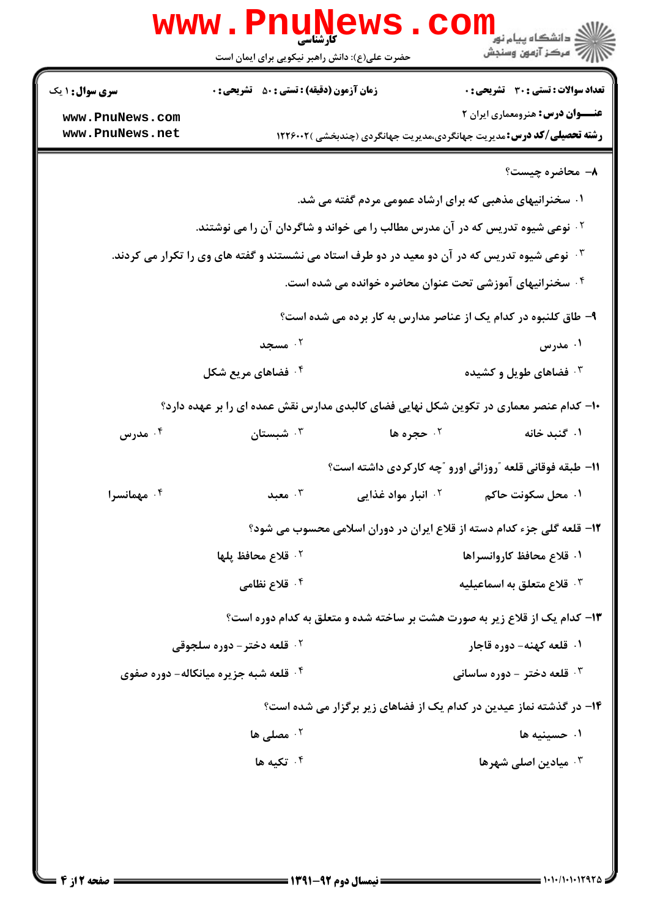**تعداد سوالات : تستی : ۳۰ تشریحی : ۰** | **زمان آزمون (دقیقه) : تستی : ۵۰ تشریحی : ۰** | **سری سوال : ۱ یک**

**عنـــوان درس:** هنرومعماری ایران ۲

**رشته تحصیلی/کد درس:** مدیریت جهانگردی،مدیریت جهانگردی (چندبخشی )۱۲۲۶۰۰۲

۸- محاضره چیست؟

۱. سخنرانیهای مذهبی که برای ارشاد عمومی مردم گفته می شد.

۲. نوعی شیوه تدریس که در آن مدرس مطالب را می خواند و شاگردان آن را می نوشتند.

۳. نوعی شیوه تدریس که در آن دو معید در دو طرف استاد می نشستند و گفته های وی را تکرار می کردند.

۴. سخنرانیهای آموزشی تحت عنوان محاضره خوانده می شده است.

۹- طاق کلنبوه در کدام یک از عناصر مدارس به کار برده می شده است؟

۱. مدرس

۲. مسجد

۳. فضاهای طویل و کشیده

۴. فضاهای مربع شکل

۱۰- کدام عنصر معماری در تکوین شکل نهایی فضای کالبدی مدارس نقش عمده ای را بر عهده دارد؟

۱. گنبد خانه

۲. حجره ها

۳. شبستان

۴. مدرس

۱۱- طبقه فوقانی قلعه "روزائی اورو "چه کارکردی داشته است؟

۱. محل سکونت حاکم

۲. انبار مواد غذایی

۳. معبد

۴. مهمانسرا

۱۲- قلعه گلی جزء کدام دسته از قلاع ایران در دوران اسلامی محسوب می شود؟

۱. قلاع محافظ کاروانسراها

۲. قلاع محافظ پلها

۳. قلاع متعلق به اسماعیلیه

۴. قلاع نظامی

۱۳- کدام یک از قلاع زیر به صورت هشت بر ساخته شده و متعلق به کدام دوره است؟

۱. قلعه کهنه- دوره قاجار

۲. قلعه دختر- دوره سلجوقی

۳. قلعه دختر - دوره ساسانی

۴. قلعه شبه جزیره میانکاله- دوره صفوی

۱۴- در گذشته نماز عیدین در کدام یک از فضاهای زیر برگزار می شده است؟

۱. حسینیه ها

۲. مصلی ها

۳. میادین اصلی شهرها

۴. تکیه ها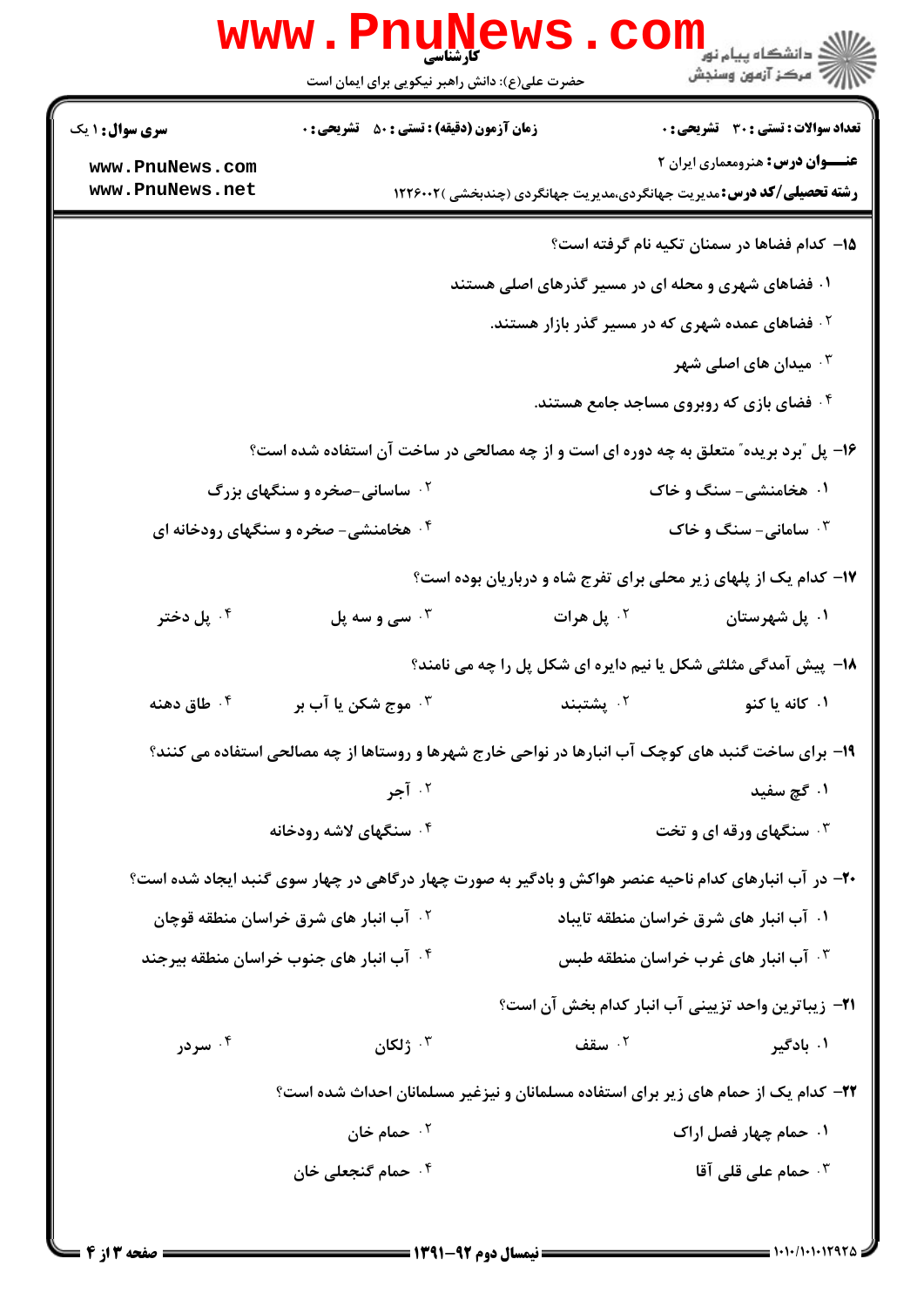۱۵- کدام فضاها در سمنان تکیه نام گرفته است؟

۱. فضاهای شهری و محله ای در مسیر گذرهای اصلی هستند

۲. فضاهای عمده شهری که در مسیر گذر بازار هستند.

۳. میدان های اصلی شهر

۴. فضای بازی که روبروی مساجد جامع هستند.

۱۶- پل "برد بریده" متعلق به چه دوره ای است و از چه مصالحی در ساخت آن استفاده شده است؟

۱. هخامنشی- سنگ و خاک

۲. ساسانی-صخره و سنگهای بزرگ

۳. سامانی- سنگ و خاک

۴. هخامنشی- صخره و سنگهای رودخانه ای

۱۷- کدام یک از پلهای زیر محلی برای تفرج شاه و درباریان بوده است؟

۱. پل شهرستان

۲. پل هرات

۳. سی و سه پل

۴. پل دختر

۱۸- پیش آمدگی مثلثی شکل یا نیم دایره ای شکل پل را چه می نامند؟

۱. کانه یا کنو

۲. پشتبند

۳. موج شکن یا آب بر

۴. طاق دهنه

۱۹- برای ساخت گنبد های کوچک آب انبارها در نواحی خارج شهرها و روستاها از چه مصالحی استفاده می کنند؟

۱. گچ سفید

۲. آجر

۳. سنگهای ورقه ای و تخت

۴. سنگهای لاشه رودخانه

۲۰- در آب انبارهای کدام ناحیه عنصر هواکش و بادگیر به صورت چهار درگاهی در چهار سوی گنبد ایجاد شده است؟

۱. آب انبار های شرق خراسان منطقه تایباد

۲. آب انبار های شرق خراسان منطقه قوچان

۳. آب انبار های غرب خراسان منطقه طبس

۴. آب انبار های جنوب خراسان منطقه بیرجند

۲۱- زیباترین واحد تزیینی آب انبار کدام بخش آن است؟

۱. بادگیر

۲. سقف

۳. ژلکان

۴. سردر

۲۲- کدام یک از حمام های زیر برای استفاده مسلمانان و نیزغیر مسلمانان احداث شده است؟

۱. حمام چهار فصل اراک

۲. حمام خان

۳. حمام علی قلی آقا

۴. حمام گنجعلی خان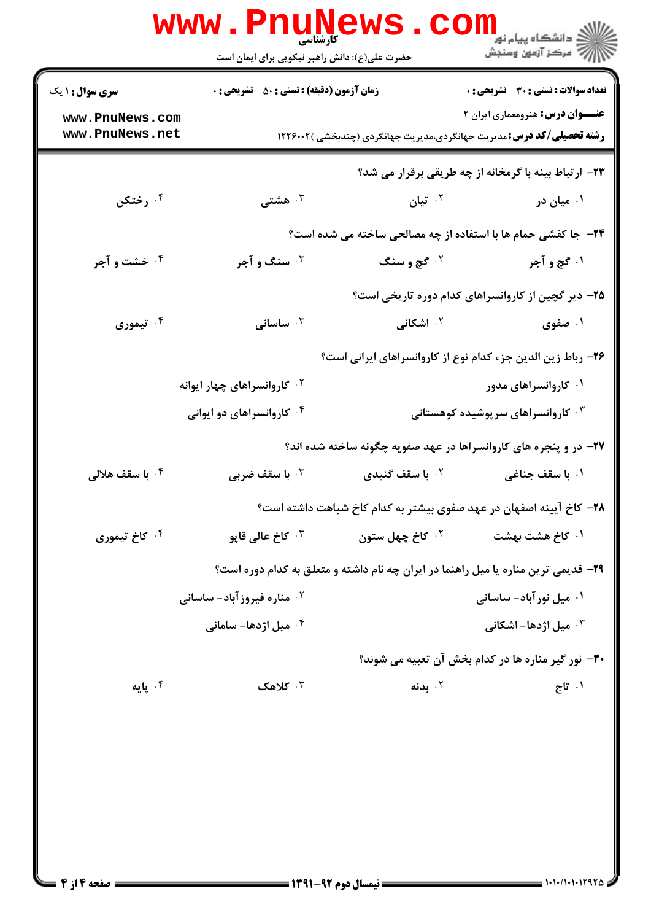**سری سوال:** ۱ یک

**زمان آزمون (دقیقه) : تستی :** ۵۰ **تشریحی :** ۰

**تعداد سوالات : تستی :** ۳۰ **تشریحی :** ۰

**عنـــوان درس:** هنرومعماری ایران ۲

**رشته تحصیلی/کد درس:** مدیریت جهانگردی،مدیریت جهانگردی (چندبخشی )۱۲۲۶۰۰۲

۲۳- ارتباط بینه با گرمخانه از چه طریقی برقرار می شد؟

۱. میان در
۲. تیان
۳. هشتی
۴. رختکن

۲۴- جا کفشی حمام ها با استفاده از چه مصالحی ساخته می شده است؟

۱. گچ و آجر
۲. گچ و سنگ
۳. سنگ و آجر
۴. خشت و آجر

۲۵- دیر گچین از کاروانسراهای کدام دوره تاریخی است؟

۱. صفوی
۲. اشکانی
۳. ساسانی
۴. تیموری

۲۶- رباط زین الدین جزء کدام نوع از کاروانسراهای ایرانی است؟

۱. کاروانسراهای مدور
۲. کاروانسراهای چهار ایوانه
۳. کاروانسراهای سرپوشیده کوهستانی
۴. کاروانسراهای دو ایوانی

۲۷- در و پنجره های کاروانسراها در عهد صفویه چگونه ساخته شده اند؟

۱. با سقف جناغی
۲. با سقف گنبدی
۳. با سقف ضربی
۴. با سقف هلالی

۲۸- کاخ آیینه اصفهان در عهد صفوی بیشتر به کدام کاخ شباهت داشته است؟

۱. کاخ هشت بهشت
۲. کاخ چهل ستون
۳. کاخ عالی قاپو
۴. کاخ تیموری

۲۹- قدیمی ترین مناره یا میل راهنما در ایران چه نام داشته و متعلق به کدام دوره است؟

۱. میل نورآباد- ساسانی
۲. مناره فیروزآباد- ساسانی
۳. میل اژدها- اشکانی
۴. میل اژدها- سامانی

۳۰- نور گیر مناره ها در کدام بخش آن تعبیه می شوند؟

۱. تاج
۲. بدنه
۳. کلاهک
۴. پایه